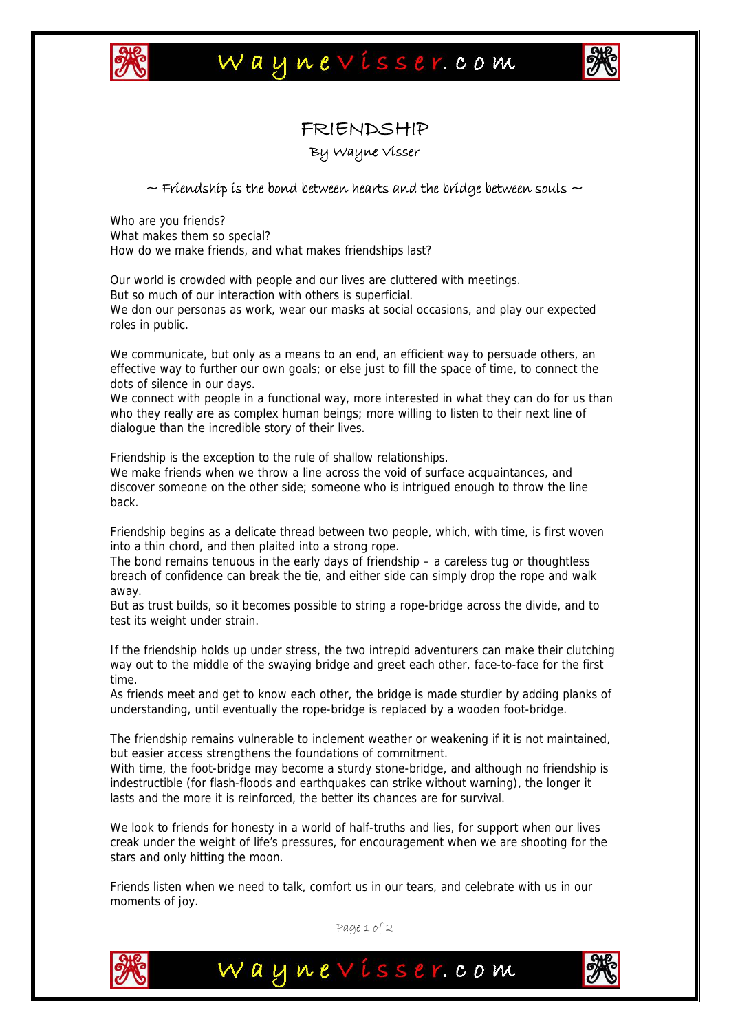# FRIENDSHIP

By Wayne Visser

*~ Friendship is the bond between hearts and the bridge between souls ~*

Who are you friends?
What makes them so special?
How do we make friends, and what makes friendships last?

Our world is crowded with people and our lives are cluttered with meetings.
But so much of our interaction with others is superficial.
We don our personas as work, wear our masks at social occasions, and play our expected roles in public.

We communicate, but only as a means to an end, an efficient way to persuade others, an effective way to further our own goals; or else just to fill the space of time, to connect the dots of silence in our days.
We connect with people in a functional way, more interested in what they can do for us than who they really are as complex human beings; more willing to listen to their next line of dialogue than the incredible story of their lives.

Friendship is the exception to the rule of shallow relationships.
We make friends when we throw a line across the void of surface acquaintances, and discover someone on the other side; someone who is intrigued enough to throw the line back.

Friendship begins as a delicate thread between two people, which, with time, is first woven into a thin chord, and then plaited into a strong rope.
The bond remains tenuous in the early days of friendship – a careless tug or thoughtless breach of confidence can break the tie, and either side can simply drop the rope and walk away.
But as trust builds, so it becomes possible to string a rope-bridge across the divide, and to test its weight under strain.

If the friendship holds up under stress, the two intrepid adventurers can make their clutching way out to the middle of the swaying bridge and greet each other, face-to-face for the first time.
As friends meet and get to know each other, the bridge is made sturdier by adding planks of understanding, until eventually the rope-bridge is replaced by a wooden foot-bridge.

The friendship remains vulnerable to inclement weather or weakening if it is not maintained, but easier access strengthens the foundations of commitment.
With time, the foot-bridge may become a sturdy stone-bridge, and although no friendship is indestructible (for flash-floods and earthquakes can strike without warning), the longer it lasts and the more it is reinforced, the better its chances are for survival.

We look to friends for honesty in a world of half-truths and lies, for support when our lives creak under the weight of life's pressures, for encouragement when we are shooting for the stars and only hitting the moon.

Friends listen when we need to talk, comfort us in our tears, and celebrate with us in our moments of joy.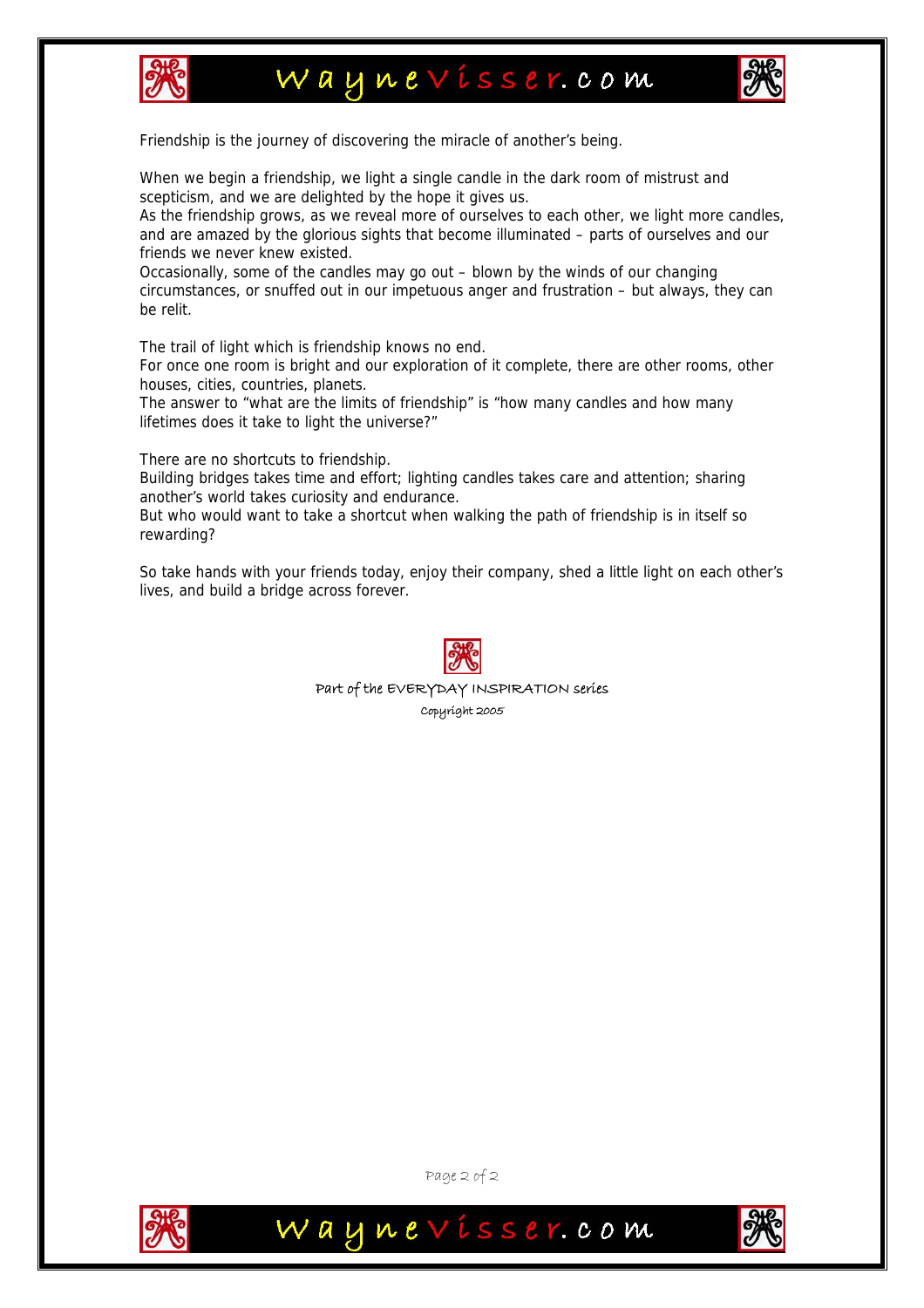Friendship is the journey of discovering the miracle of another's being.

When we begin a friendship, we light a single candle in the dark room of mistrust and scepticism, and we are delighted by the hope it gives us.
As the friendship grows, as we reveal more of ourselves to each other, we light more candles, and are amazed by the glorious sights that become illuminated – parts of ourselves and our friends we never knew existed.
Occasionally, some of the candles may go out – blown by the winds of our changing circumstances, or snuffed out in our impetuous anger and frustration – but always, they can be relit.

The trail of light which is friendship knows no end.
For once one room is bright and our exploration of it complete, there are other rooms, other houses, cities, countries, planets.
The answer to "what are the limits of friendship" is "how many candles and how many lifetimes does it take to light the universe?"

There are no shortcuts to friendship.
Building bridges takes time and effort; lighting candles takes care and attention; sharing another's world takes curiosity and endurance.
But who would want to take a shortcut when walking the path of friendship is in itself so rewarding?

So take hands with your friends today, enjoy their company, shed a little light on each other's lives, and build a bridge across forever.

Part of the EVERYDAY INSPIRATION series

Copyright 2005